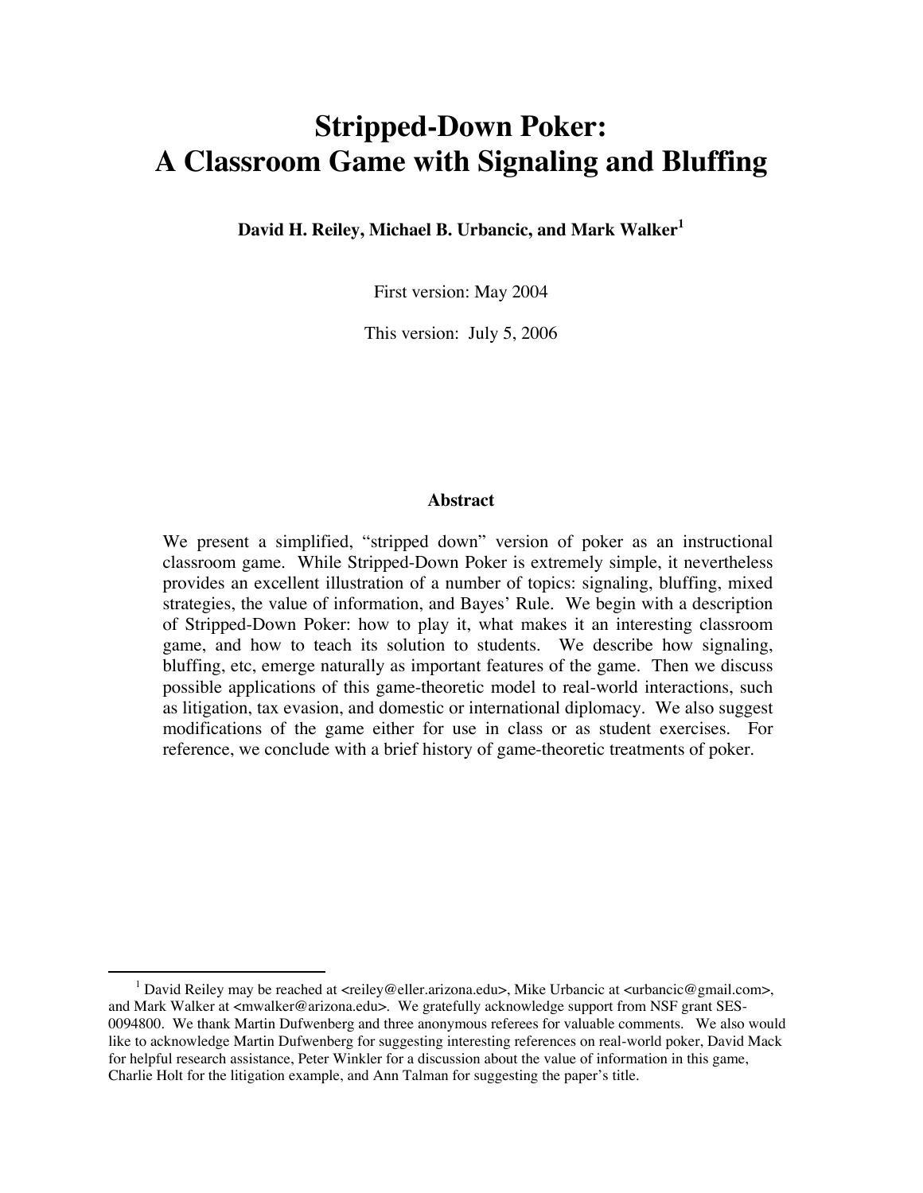# Stripped-Down Poker: A Classroom Game with Signaling and Bluffing

**David H. Reiley, Michael B. Urbancic, and Mark Walker[1]**

First version: May 2004

This version: July 5, 2006

## Abstract

We present a simplified, "stripped down" version of poker as an instructional classroom game. While Stripped-Down Poker is extremely simple, it nevertheless provides an excellent illustration of a number of topics: signaling, bluffing, mixed strategies, the value of information, and Bayes' Rule. We begin with a description of Stripped-Down Poker: how to play it, what makes it an interesting classroom game, and how to teach its solution to students. We describe how signaling, bluffing, etc, emerge naturally as important features of the game. Then we discuss possible applications of this game-theoretic model to real-world interactions, such as litigation, tax evasion, and domestic or international diplomacy. We also suggest modifications of the game either for use in class or as student exercises. For reference, we conclude with a brief history of game-theoretic treatments of poker.

---

[1] David Reiley may be reached at <reiley@eller.arizona.edu>, Mike Urbancic at <urbancic@gmail.com>, and Mark Walker at <mwalker@arizona.edu>. We gratefully acknowledge support from NSF grant SES-0094800. We thank Martin Dufwenberg and three anonymous referees for valuable comments. We also would like to acknowledge Martin Dufwenberg for suggesting interesting references on real-world poker, David Mack for helpful research assistance, Peter Winkler for a discussion about the value of information in this game, Charlie Holt for the litigation example, and Ann Talman for suggesting the paper's title.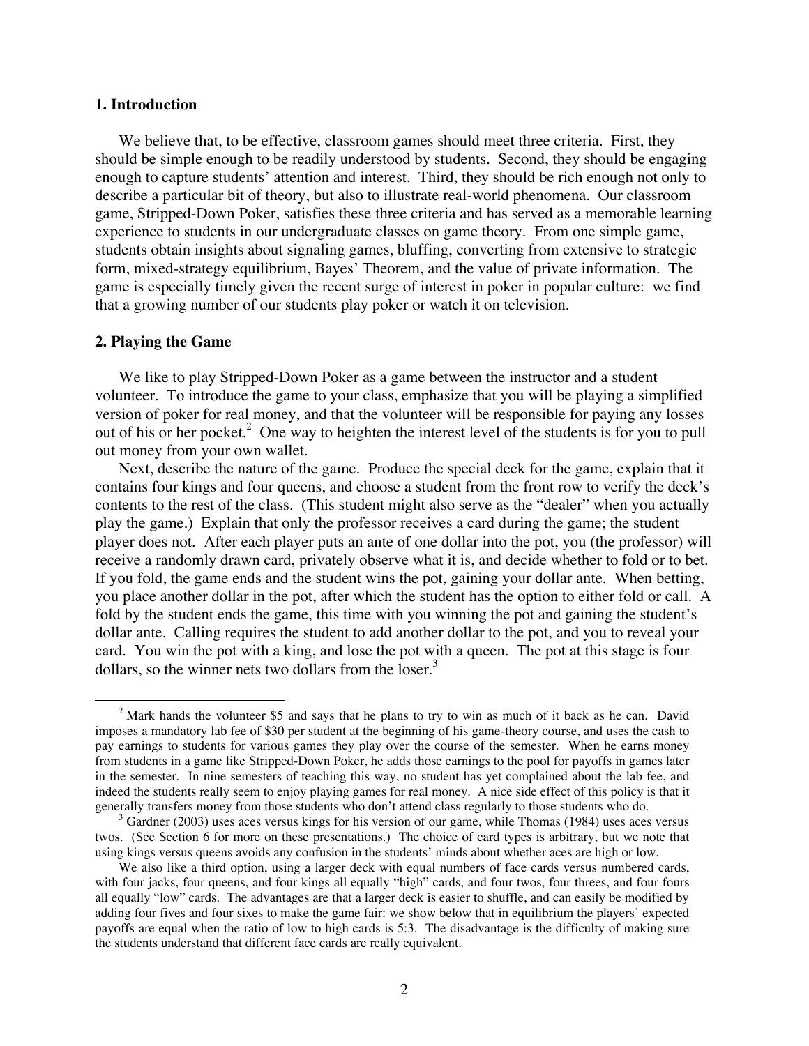## 1. Introduction

We believe that, to be effective, classroom games should meet three criteria. First, they should be simple enough to be readily understood by students. Second, they should be engaging enough to capture students' attention and interest. Third, they should be rich enough not only to describe a particular bit of theory, but also to illustrate real-world phenomena. Our classroom game, Stripped-Down Poker, satisfies these three criteria and has served as a memorable learning experience to students in our undergraduate classes on game theory. From one simple game, students obtain insights about signaling games, bluffing, converting from extensive to strategic form, mixed-strategy equilibrium, Bayes' Theorem, and the value of private information. The game is especially timely given the recent surge of interest in poker in popular culture: we find that a growing number of our students play poker or watch it on television.

## 2. Playing the Game

We like to play Stripped-Down Poker as a game between the instructor and a student volunteer. To introduce the game to your class, emphasize that you will be playing a simplified version of poker for real money, and that the volunteer will be responsible for paying any losses out of his or her pocket.[2] One way to heighten the interest level of the students is for you to pull out money from your own wallet.

Next, describe the nature of the game. Produce the special deck for the game, explain that it contains four kings and four queens, and choose a student from the front row to verify the deck's contents to the rest of the class. (This student might also serve as the "dealer" when you actually play the game.) Explain that only the professor receives a card during the game; the student player does not. After each player puts an ante of one dollar into the pot, you (the professor) will receive a randomly drawn card, privately observe what it is, and decide whether to fold or to bet. If you fold, the game ends and the student wins the pot, gaining your dollar ante. When betting, you place another dollar in the pot, after which the student has the option to either fold or call. A fold by the student ends the game, this time with you winning the pot and gaining the student's dollar ante. Calling requires the student to add another dollar to the pot, and you to reveal your card. You win the pot with a king, and lose the pot with a queen. The pot at this stage is four dollars, so the winner nets two dollars from the loser.[3]

[2] Mark hands the volunteer $5 and says that he plans to try to win as much of it back as he can. David imposes a mandatory lab fee of $30 per student at the beginning of his game-theory course, and uses the cash to pay earnings to students for various games they play over the course of the semester. When he earns money from students in a game like Stripped-Down Poker, he adds those earnings to the pool for payoffs in games later in the semester. In nine semesters of teaching this way, no student has yet complained about the lab fee, and indeed the students really seem to enjoy playing games for real money. A nice side effect of this policy is that it generally transfers money from those students who don't attend class regularly to those students who do.

[3] Gardner (2003) uses aces versus kings for his version of our game, while Thomas (1984) uses aces versus twos. (See Section 6 for more on these presentations.) The choice of card types is arbitrary, but we note that using kings versus queens avoids any confusion in the students' minds about whether aces are high or low.

We also like a third option, using a larger deck with equal numbers of face cards versus numbered cards, with four jacks, four queens, and four kings all equally "high" cards, and four twos, four threes, and four fours all equally "low" cards. The advantages are that a larger deck is easier to shuffle, and can easily be modified by adding four fives and four sixes to make the game fair: we show below that in equilibrium the players' expected payoffs are equal when the ratio of low to high cards is 5:3. The disadvantage is the difficulty of making sure the students understand that different face cards are really equivalent.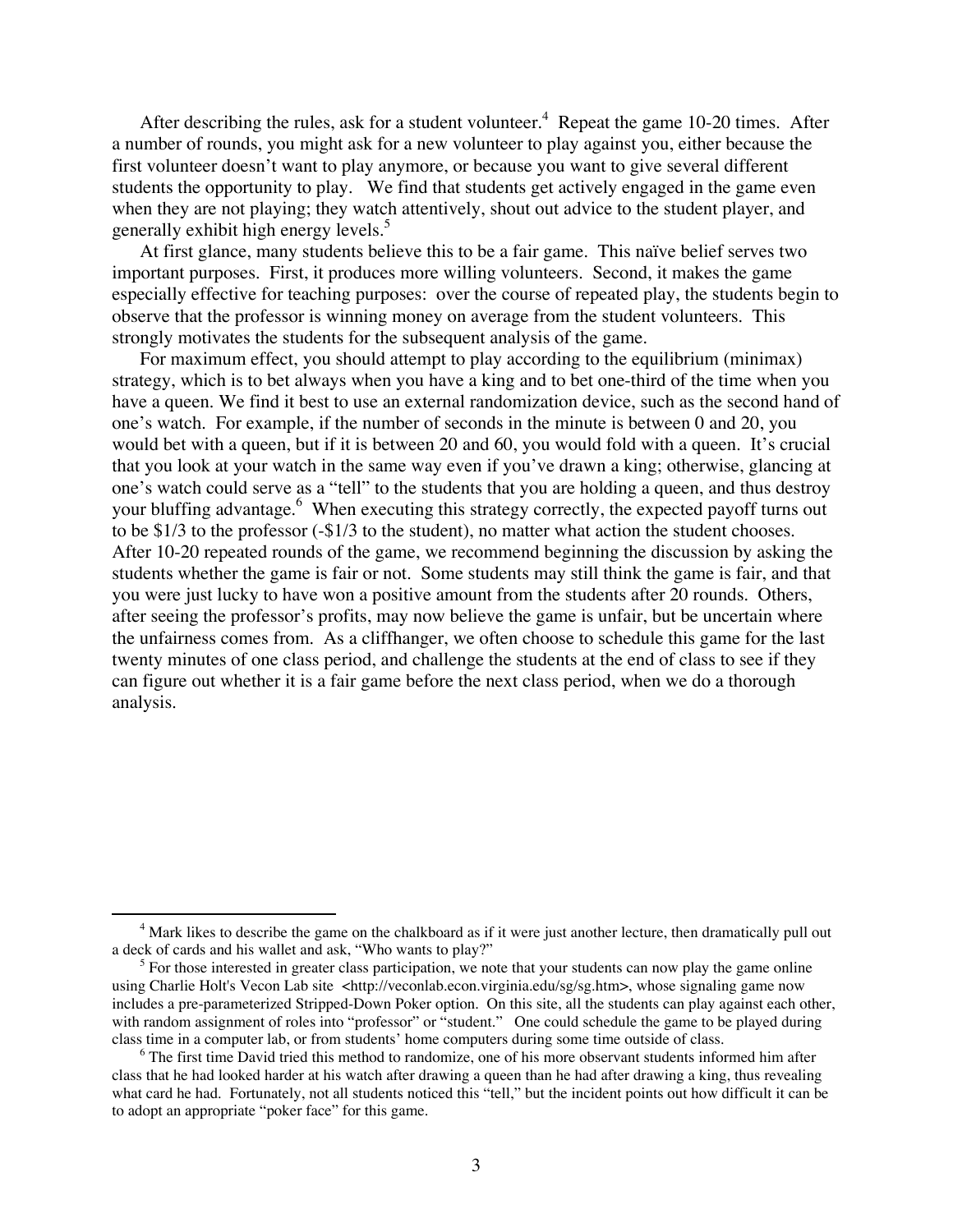After describing the rules, ask for a student volunteer.[4] Repeat the game 10-20 times. After a number of rounds, you might ask for a new volunteer to play against you, either because the first volunteer doesn't want to play anymore, or because you want to give several different students the opportunity to play. We find that students get actively engaged in the game even when they are not playing; they watch attentively, shout out advice to the student player, and generally exhibit high energy levels.[5]

At first glance, many students believe this to be a fair game. This naïve belief serves two important purposes. First, it produces more willing volunteers. Second, it makes the game especially effective for teaching purposes: over the course of repeated play, the students begin to observe that the professor is winning money on average from the student volunteers. This strongly motivates the students for the subsequent analysis of the game.

For maximum effect, you should attempt to play according to the equilibrium (minimax) strategy, which is to bet always when you have a king and to bet one-third of the time when you have a queen. We find it best to use an external randomization device, such as the second hand of one's watch. For example, if the number of seconds in the minute is between 0 and 20, you would bet with a queen, but if it is between 20 and 60, you would fold with a queen. It's crucial that you look at your watch in the same way even if you've drawn a king; otherwise, glancing at one's watch could serve as a "tell" to the students that you are holding a queen, and thus destroy your bluffing advantage.[6] When executing this strategy correctly, the expected payoff turns out to be \$1/3 to the professor (-\$1/3 to the student), no matter what action the student chooses. After 10-20 repeated rounds of the game, we recommend beginning the discussion by asking the students whether the game is fair or not. Some students may still think the game is fair, and that you were just lucky to have won a positive amount from the students after 20 rounds. Others, after seeing the professor's profits, may now believe the game is unfair, but be uncertain where the unfairness comes from. As a cliffhanger, we often choose to schedule this game for the last twenty minutes of one class period, and challenge the students at the end of class to see if they can figure out whether it is a fair game before the next class period, when we do a thorough analysis.

---

[4] Mark likes to describe the game on the chalkboard as if it were just another lecture, then dramatically pull out a deck of cards and his wallet and ask, "Who wants to play?"

[5] For those interested in greater class participation, we note that your students can now play the game online using Charlie Holt's Vecon Lab site <http://veconlab.econ.virginia.edu/sg/sg.htm>, whose signaling game now includes a pre-parameterized Stripped-Down Poker option. On this site, all the students can play against each other, with random assignment of roles into "professor" or "student." One could schedule the game to be played during class time in a computer lab, or from students' home computers during some time outside of class.

[6] The first time David tried this method to randomize, one of his more observant students informed him after class that he had looked harder at his watch after drawing a queen than he had after drawing a king, thus revealing what card he had. Fortunately, not all students noticed this "tell," but the incident points out how difficult it can be to adopt an appropriate "poker face" for this game.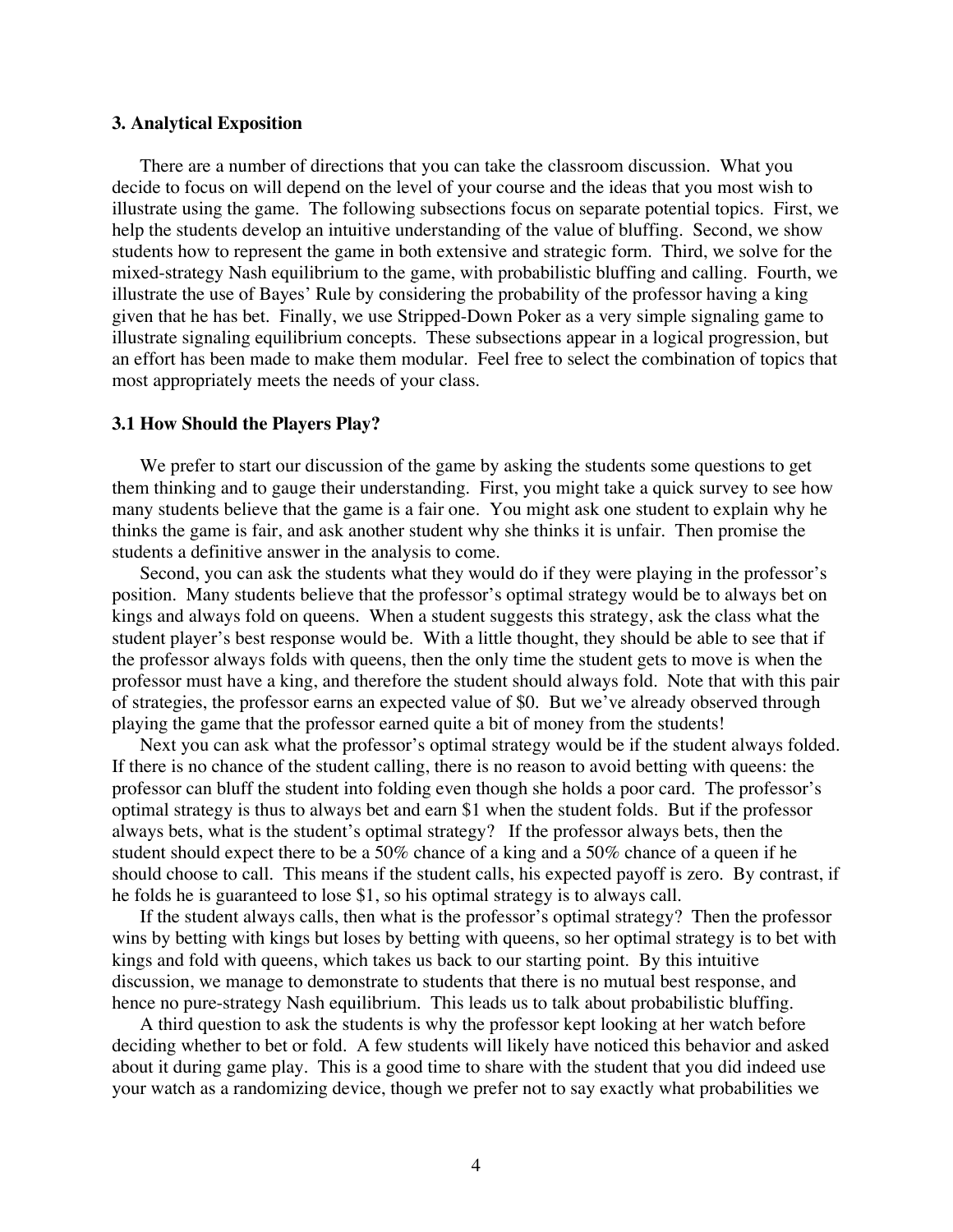### 3. Analytical Exposition

There are a number of directions that you can take the classroom discussion. What you decide to focus on will depend on the level of your course and the ideas that you most wish to illustrate using the game. The following subsections focus on separate potential topics. First, we help the students develop an intuitive understanding of the value of bluffing. Second, we show students how to represent the game in both extensive and strategic form. Third, we solve for the mixed-strategy Nash equilibrium to the game, with probabilistic bluffing and calling. Fourth, we illustrate the use of Bayes' Rule by considering the probability of the professor having a king given that he has bet. Finally, we use Stripped-Down Poker as a very simple signaling game to illustrate signaling equilibrium concepts. These subsections appear in a logical progression, but an effort has been made to make them modular. Feel free to select the combination of topics that most appropriately meets the needs of your class.

### 3.1 How Should the Players Play?

We prefer to start our discussion of the game by asking the students some questions to get them thinking and to gauge their understanding. First, you might take a quick survey to see how many students believe that the game is a fair one. You might ask one student to explain why he thinks the game is fair, and ask another student why she thinks it is unfair. Then promise the students a definitive answer in the analysis to come.

Second, you can ask the students what they would do if they were playing in the professor's position. Many students believe that the professor's optimal strategy would be to always bet on kings and always fold on queens. When a student suggests this strategy, ask the class what the student player's best response would be. With a little thought, they should be able to see that if the professor always folds with queens, then the only time the student gets to move is when the professor must have a king, and therefore the student should always fold. Note that with this pair of strategies, the professor earns an expected value of \$0. But we've already observed through playing the game that the professor earned quite a bit of money from the students!

Next you can ask what the professor's optimal strategy would be if the student always folded. If there is no chance of the student calling, there is no reason to avoid betting with queens: the professor can bluff the student into folding even though she holds a poor card. The professor's optimal strategy is thus to always bet and earn \$1 when the student folds. But if the professor always bets, what is the student's optimal strategy? If the professor always bets, then the student should expect there to be a 50% chance of a king and a 50% chance of a queen if he should choose to call. This means if the student calls, his expected payoff is zero. By contrast, if he folds he is guaranteed to lose \$1, so his optimal strategy is to always call.

If the student always calls, then what is the professor's optimal strategy? Then the professor wins by betting with kings but loses by betting with queens, so her optimal strategy is to bet with kings and fold with queens, which takes us back to our starting point. By this intuitive discussion, we manage to demonstrate to students that there is no mutual best response, and hence no pure-strategy Nash equilibrium. This leads us to talk about probabilistic bluffing.

A third question to ask the students is why the professor kept looking at her watch before deciding whether to bet or fold. A few students will likely have noticed this behavior and asked about it during game play. This is a good time to share with the student that you did indeed use your watch as a randomizing device, though we prefer not to say exactly what probabilities we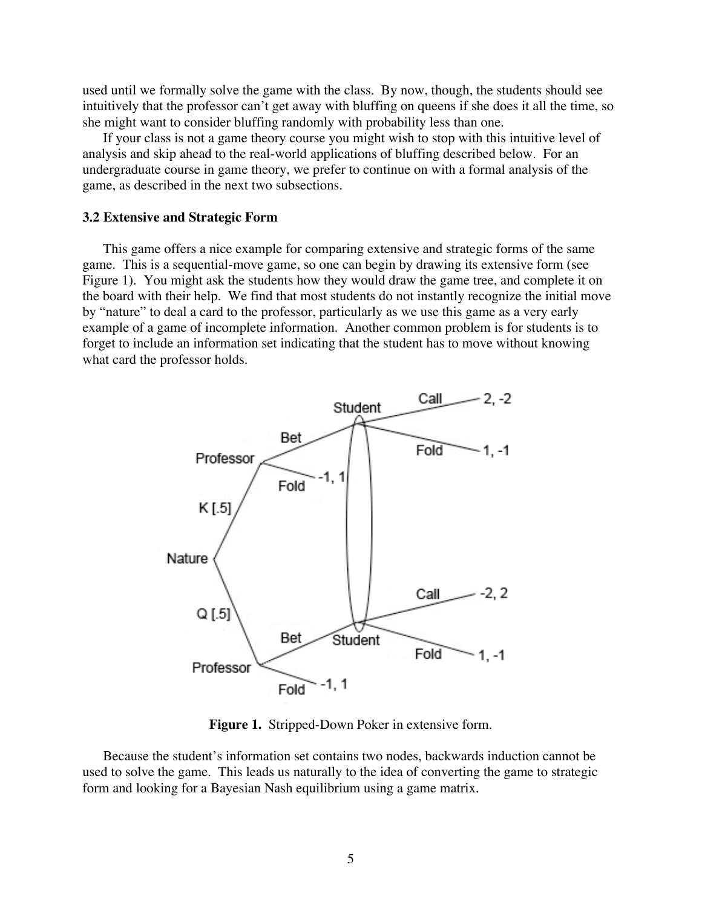used until we formally solve the game with the class. By now, though, the students should see intuitively that the professor can't get away with bluffing on queens if she does it all the time, so she might want to consider bluffing randomly with probability less than one.

If your class is not a game theory course you might wish to stop with this intuitive level of analysis and skip ahead to the real-world applications of bluffing described below. For an undergraduate course in game theory, we prefer to continue on with a formal analysis of the game, as described in the next two subsections.

### 3.2 Extensive and Strategic Form

This game offers a nice example for comparing extensive and strategic forms of the same game. This is a sequential-move game, so one can begin by drawing its extensive form (see Figure 1). You might ask the students how they would draw the game tree, and complete it on the board with their help. We find that most students do not instantly recognize the initial move by "nature" to deal a card to the professor, particularly as we use this game as a very early example of a game of incomplete information. Another common problem is for students is to forget to include an information set indicating that the student has to move without knowing what card the professor holds.

**Figure 1.** Stripped-Down Poker in extensive form.

Because the student's information set contains two nodes, backwards induction cannot be used to solve the game. This leads us naturally to the idea of converting the game to strategic form and looking for a Bayesian Nash equilibrium using a game matrix.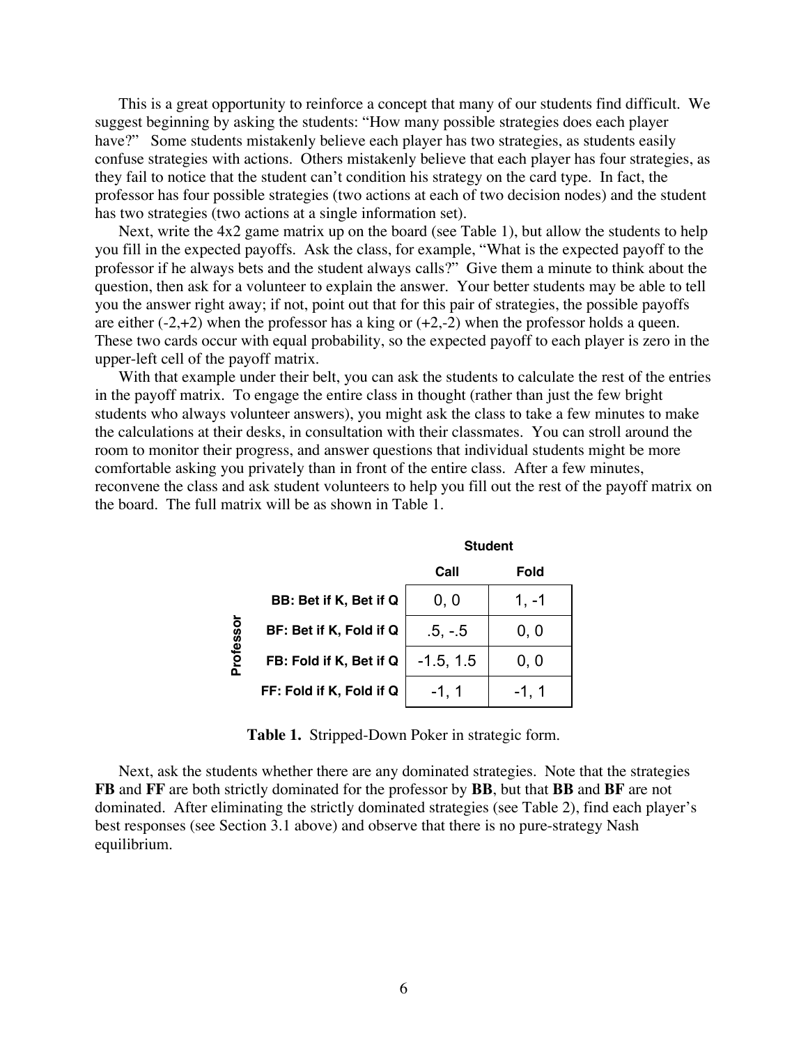This is a great opportunity to reinforce a concept that many of our students find difficult. We suggest beginning by asking the students: "How many possible strategies does each player have?" Some students mistakenly believe each player has two strategies, as students easily confuse strategies with actions. Others mistakenly believe that each player has four strategies, as they fail to notice that the student can't condition his strategy on the card type. In fact, the professor has four possible strategies (two actions at each of two decision nodes) and the student has two strategies (two actions at a single information set).

Next, write the 4x2 game matrix up on the board (see Table 1), but allow the students to help you fill in the expected payoffs. Ask the class, for example, "What is the expected payoff to the professor if he always bets and the student always calls?" Give them a minute to think about the question, then ask for a volunteer to explain the answer. Your better students may be able to tell you the answer right away; if not, point out that for this pair of strategies, the possible payoffs are either (-2,+2) when the professor has a king or (+2,-2) when the professor holds a queen. These two cards occur with equal probability, so the expected payoff to each player is zero in the upper-left cell of the payoff matrix.

With that example under their belt, you can ask the students to calculate the rest of the entries in the payoff matrix. To engage the entire class in thought (rather than just the few bright students who always volunteer answers), you might ask the class to take a few minutes to make the calculations at their desks, in consultation with their classmates. You can stroll around the room to monitor their progress, and answer questions that individual students might be more comfortable asking you privately than in front of the entire class. After a few minutes, reconvene the class and ask student volunteers to help you fill out the rest of the payoff matrix on the board. The full matrix will be as shown in Table 1.

| | | Student | |
|---|---|---|---|
| | | **Call** | **Fold** |
| Professor | **BB: Bet if K, Bet if Q** | 0, 0 | 1, -1 |
| | **BF: Bet if K, Fold if Q** | .5, -.5 | 0, 0 |
| | **FB: Fold if K, Bet if Q** | -1.5, 1.5 | 0, 0 |
| | **FF: Fold if K, Fold if Q** | -1, 1 | -1, 1 |

**Table 1.** Stripped-Down Poker in strategic form.

Next, ask the students whether there are any dominated strategies. Note that the strategies **FB** and **FF** are both strictly dominated for the professor by **BB**, but that **BB** and **BF** are not dominated. After eliminating the strictly dominated strategies (see Table 2), find each player's best responses (see Section 3.1 above) and observe that there is no pure-strategy Nash equilibrium.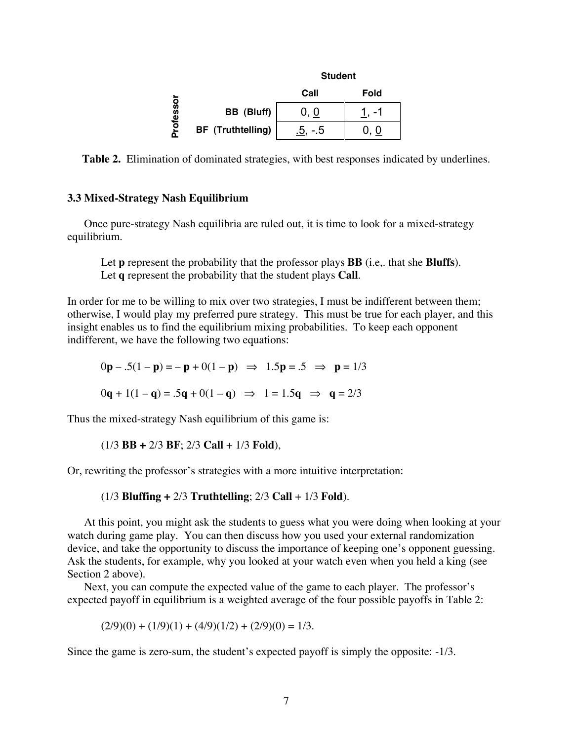| | | Student | |
|---|---|---|---|
| | | **Call** | **Fold** |
| **Professor** | **BB (Bluff)** | 0, <u>0</u> | <u>1</u>, -1 |
| | **BF (Truthtelling)** | <u>.5</u>, -.5 | 0, <u>0</u> |

**Table 2.** Elimination of dominated strategies, with best responses indicated by underlines.

### 3.3 Mixed-Strategy Nash Equilibrium

Once pure-strategy Nash equilibria are ruled out, it is time to look for a mixed-strategy equilibrium.

> Let **p** represent the probability that the professor plays **BB** (i,e,. that she **Bluffs**).
> Let **q** represent the probability that the student plays **Call**.

In order for me to be willing to mix over two strategies, I must be indifferent between them; otherwise, I would play my preferred pure strategy. This must be true for each player, and this insight enables us to find the equilibrium mixing probabilities. To keep each opponent indifferent, we have the following two equations:

$$0\mathbf{p} - .5(1 - \mathbf{p}) = -\mathbf{p} + 0(1 - \mathbf{p}) \;\Rightarrow\; 1.5\mathbf{p} = .5 \;\Rightarrow\; \mathbf{p} = 1/3$$

$$0\mathbf{q} + 1(1 - \mathbf{q}) = .5\mathbf{q} + 0(1 - \mathbf{q}) \;\Rightarrow\; 1 = 1.5\mathbf{q} \;\Rightarrow\; \mathbf{q} = 2/3$$

Thus the mixed-strategy Nash equilibrium of this game is:

> (1/3 **BB +** 2/3 **BF**; 2/3 **Call** + 1/3 **Fold**),

Or, rewriting the professor's strategies with a more intuitive interpretation:

> (1/3 **Bluffing +** 2/3 **Truthtelling**; 2/3 **Call** + 1/3 **Fold**).

At this point, you might ask the students to guess what you were doing when looking at your watch during game play. You can then discuss how you used your external randomization device, and take the opportunity to discuss the importance of keeping one's opponent guessing. Ask the students, for example, why you looked at your watch even when you held a king (see Section 2 above).

Next, you can compute the expected value of the game to each player. The professor's expected payoff in equilibrium is a weighted average of the four possible payoffs in Table 2:

$$(2/9)(0) + (1/9)(1) + (4/9)(1/2) + (2/9)(0) = 1/3.$$

Since the game is zero-sum, the student's expected payoff is simply the opposite: -1/3.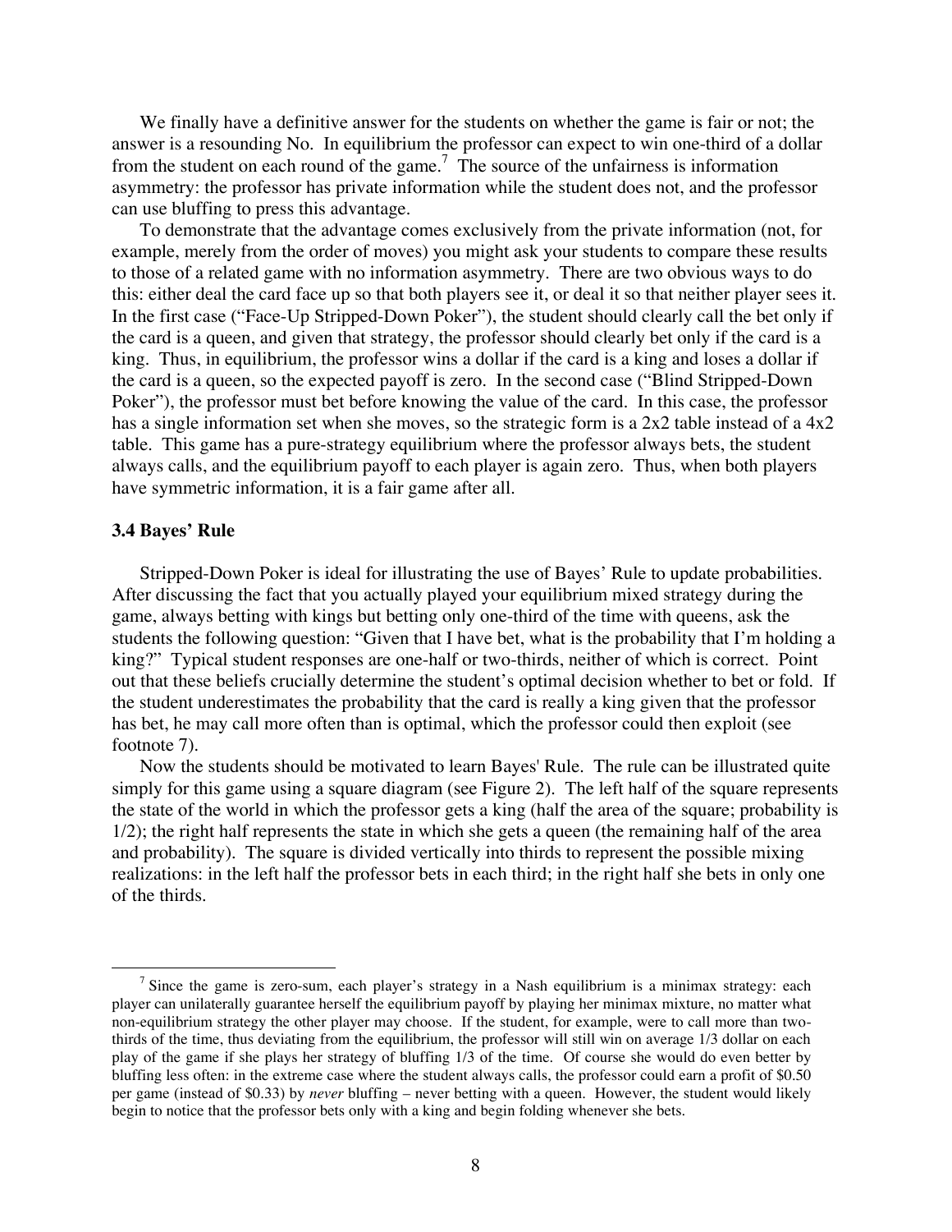We finally have a definitive answer for the students on whether the game is fair or not; the answer is a resounding No. In equilibrium the professor can expect to win one-third of a dollar from the student on each round of the game.[7] The source of the unfairness is information asymmetry: the professor has private information while the student does not, and the professor can use bluffing to press this advantage.

To demonstrate that the advantage comes exclusively from the private information (not, for example, merely from the order of moves) you might ask your students to compare these results to those of a related game with no information asymmetry. There are two obvious ways to do this: either deal the card face up so that both players see it, or deal it so that neither player sees it. In the first case ("Face-Up Stripped-Down Poker"), the student should clearly call the bet only if the card is a queen, and given that strategy, the professor should clearly bet only if the card is a king. Thus, in equilibrium, the professor wins a dollar if the card is a king and loses a dollar if the card is a queen, so the expected payoff is zero. In the second case ("Blind Stripped-Down Poker"), the professor must bet before knowing the value of the card. In this case, the professor has a single information set when she moves, so the strategic form is a 2x2 table instead of a 4x2 table. This game has a pure-strategy equilibrium where the professor always bets, the student always calls, and the equilibrium payoff to each player is again zero. Thus, when both players have symmetric information, it is a fair game after all.

### 3.4 Bayes' Rule

Stripped-Down Poker is ideal for illustrating the use of Bayes' Rule to update probabilities. After discussing the fact that you actually played your equilibrium mixed strategy during the game, always betting with kings but betting only one-third of the time with queens, ask the students the following question: "Given that I have bet, what is the probability that I'm holding a king?" Typical student responses are one-half or two-thirds, neither of which is correct. Point out that these beliefs crucially determine the student's optimal decision whether to bet or fold. If the student underestimates the probability that the card is really a king given that the professor has bet, he may call more often than is optimal, which the professor could then exploit (see footnote 7).

Now the students should be motivated to learn Bayes' Rule. The rule can be illustrated quite simply for this game using a square diagram (see Figure 2). The left half of the square represents the state of the world in which the professor gets a king (half the area of the square; probability is 1/2); the right half represents the state in which she gets a queen (the remaining half of the area and probability). The square is divided vertically into thirds to represent the possible mixing realizations: in the left half the professor bets in each third; in the right half she bets in only one of the thirds.

---

[7] Since the game is zero-sum, each player's strategy in a Nash equilibrium is a minimax strategy: each player can unilaterally guarantee herself the equilibrium payoff by playing her minimax mixture, no matter what non-equilibrium strategy the other player may choose. If the student, for example, were to call more than two-thirds of the time, thus deviating from the equilibrium, the professor will still win on average 1/3 dollar on each play of the game if she plays her strategy of bluffing 1/3 of the time. Of course she would do even better by bluffing less often: in the extreme case where the student always calls, the professor could earn a profit of \$0.50 per game (instead of \$0.33) by *never* bluffing – never betting with a queen. However, the student would likely begin to notice that the professor bets only with a king and begin folding whenever she bets.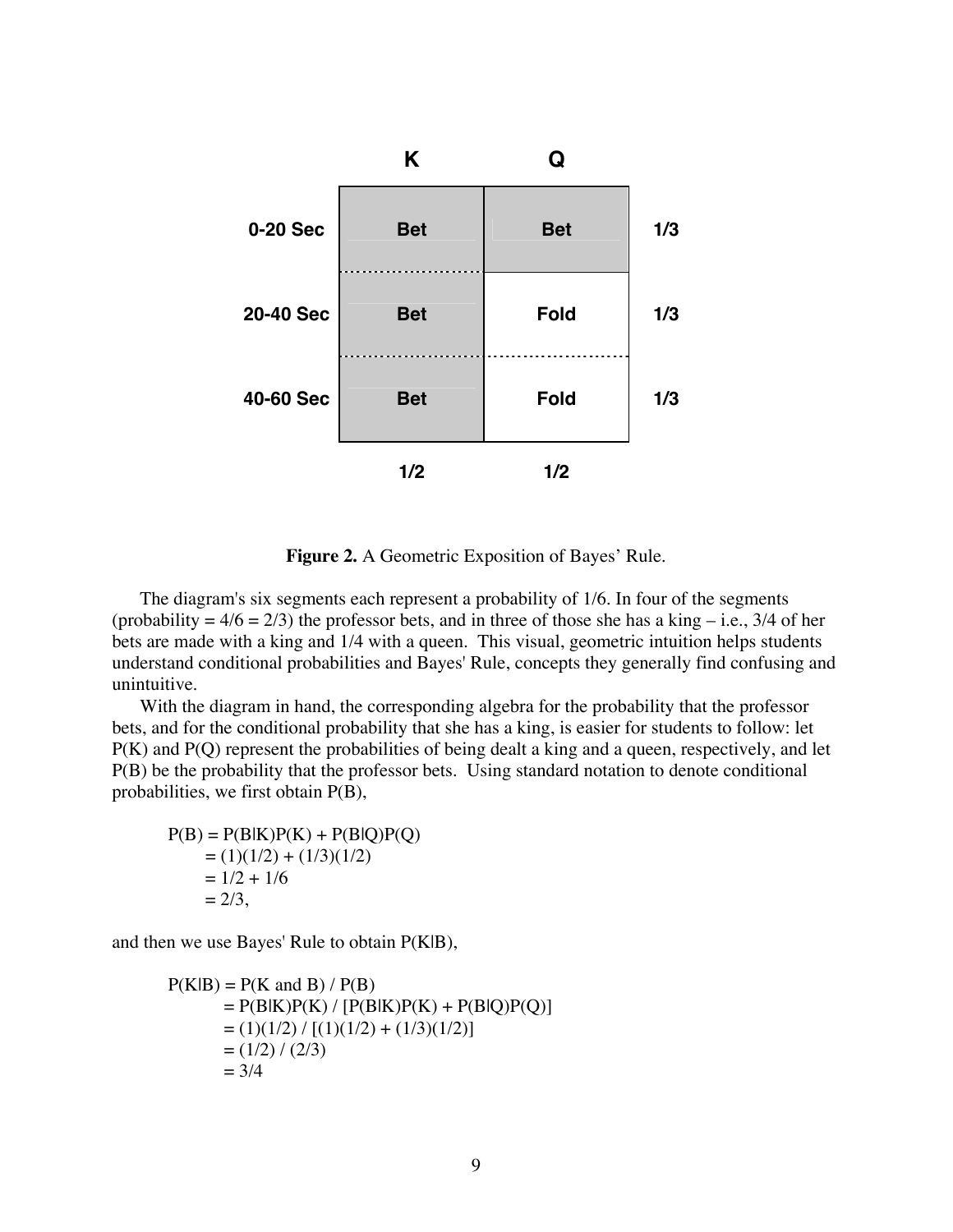|  | K | Q |  |
|---|---|---|---|
| 0-20 Sec | Bet | Bet | 1/3 |
| 20-40 Sec | Bet | Fold | 1/3 |
| 40-60 Sec | Bet | Fold | 1/3 |
|  | 1/2 | 1/2 |  |

**Figure 2.** A Geometric Exposition of Bayes' Rule.

The diagram's six segments each represent a probability of 1/6. In four of the segments (probability = 4/6 = 2/3) the professor bets, and in three of those she has a king – i.e., 3/4 of her bets are made with a king and 1/4 with a queen. This visual, geometric intuition helps students understand conditional probabilities and Bayes' Rule, concepts they generally find confusing and unintuitive.

With the diagram in hand, the corresponding algebra for the probability that the professor bets, and for the conditional probability that she has a king, is easier for students to follow: let P(K) and P(Q) represent the probabilities of being dealt a king and a queen, respectively, and let P(B) be the probability that the professor bets. Using standard notation to denote conditional probabilities, we first obtain P(B),

$$
\begin{aligned}
P(B) &= P(B|K)P(K) + P(B|Q)P(Q) \\
&= (1)(1/2) + (1/3)(1/2) \\
&= 1/2 + 1/6 \\
&= 2/3,
\end{aligned}
$$

and then we use Bayes' Rule to obtain P(K|B),

$$
\begin{aligned}
P(K|B) &= P(K \text{ and } B) / P(B) \\
&= P(B|K)P(K) / [P(B|K)P(K) + P(B|Q)P(Q)] \\
&= (1)(1/2) / [(1)(1/2) + (1/3)(1/2)] \\
&= (1/2) / (2/3) \\
&= 3/4
\end{aligned}
$$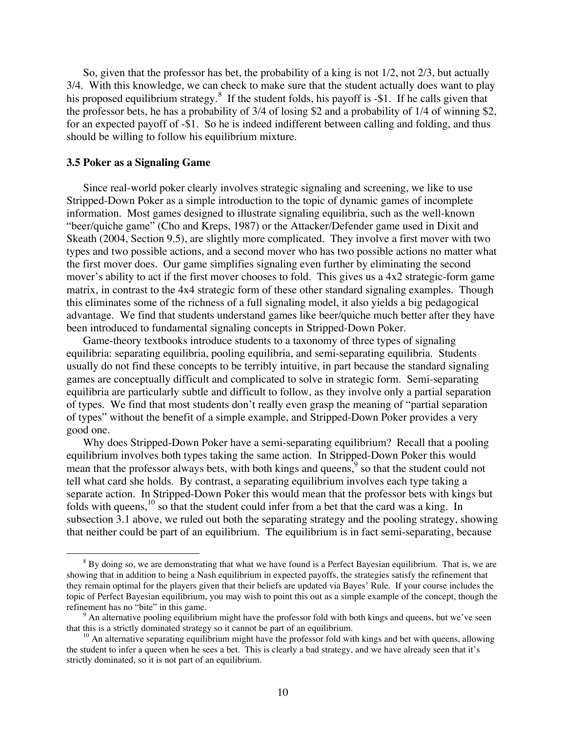So, given that the professor has bet, the probability of a king is not 1/2, not 2/3, but actually 3/4. With this knowledge, we can check to make sure that the student actually does want to play his proposed equilibrium strategy.[8] If the student folds, his payoff is -\$1. If he calls given that the professor bets, he has a probability of 3/4 of losing \$2 and a probability of 1/4 of winning \$2, for an expected payoff of -\$1. So he is indeed indifferent between calling and folding, and thus should be willing to follow his equilibrium mixture.

### 3.5 Poker as a Signaling Game

Since real-world poker clearly involves strategic signaling and screening, we like to use Stripped-Down Poker as a simple introduction to the topic of dynamic games of incomplete information. Most games designed to illustrate signaling equilibria, such as the well-known "beer/quiche game" (Cho and Kreps, 1987) or the Attacker/Defender game used in Dixit and Skeath (2004, Section 9.5), are slightly more complicated. They involve a first mover with two types and two possible actions, and a second mover who has two possible actions no matter what the first mover does. Our game simplifies signaling even further by eliminating the second mover's ability to act if the first mover chooses to fold. This gives us a 4x2 strategic-form game matrix, in contrast to the 4x4 strategic form of these other standard signaling examples. Though this eliminates some of the richness of a full signaling model, it also yields a big pedagogical advantage. We find that students understand games like beer/quiche much better after they have been introduced to fundamental signaling concepts in Stripped-Down Poker.

Game-theory textbooks introduce students to a taxonomy of three types of signaling equilibria: separating equilibria, pooling equilibria, and semi-separating equilibria. Students usually do not find these concepts to be terribly intuitive, in part because the standard signaling games are conceptually difficult and complicated to solve in strategic form. Semi-separating equilibria are particularly subtle and difficult to follow, as they involve only a partial separation of types. We find that most students don't really even grasp the meaning of "partial separation of types" without the benefit of a simple example, and Stripped-Down Poker provides a very good one.

Why does Stripped-Down Poker have a semi-separating equilibrium? Recall that a pooling equilibrium involves both types taking the same action. In Stripped-Down Poker this would mean that the professor always bets, with both kings and queens,[9] so that the student could not tell what card she holds. By contrast, a separating equilibrium involves each type taking a separate action. In Stripped-Down Poker this would mean that the professor bets with kings but folds with queens,[10] so that the student could infer from a bet that the card was a king. In subsection 3.1 above, we ruled out both the separating strategy and the pooling strategy, showing that neither could be part of an equilibrium. The equilibrium is in fact semi-separating, because

---

[8] By doing so, we are demonstrating that what we have found is a Perfect Bayesian equilibrium. That is, we are showing that in addition to being a Nash equilibrium in expected payoffs, the strategies satisfy the refinement that they remain optimal for the players given that their beliefs are updated via Bayes' Rule. If your course includes the topic of Perfect Bayesian equilibrium, you may wish to point this out as a simple example of the concept, though the refinement has no "bite" in this game.

[9] An alternative pooling equilibrium might have the professor fold with both kings and queens, but we've seen that this is a strictly dominated strategy so it cannot be part of an equilibrium.

[10] An alternative separating equilibrium might have the professor fold with kings and bet with queens, allowing the student to infer a queen when he sees a bet. This is clearly a bad strategy, and we have already seen that it's strictly dominated, so it is not part of an equilibrium.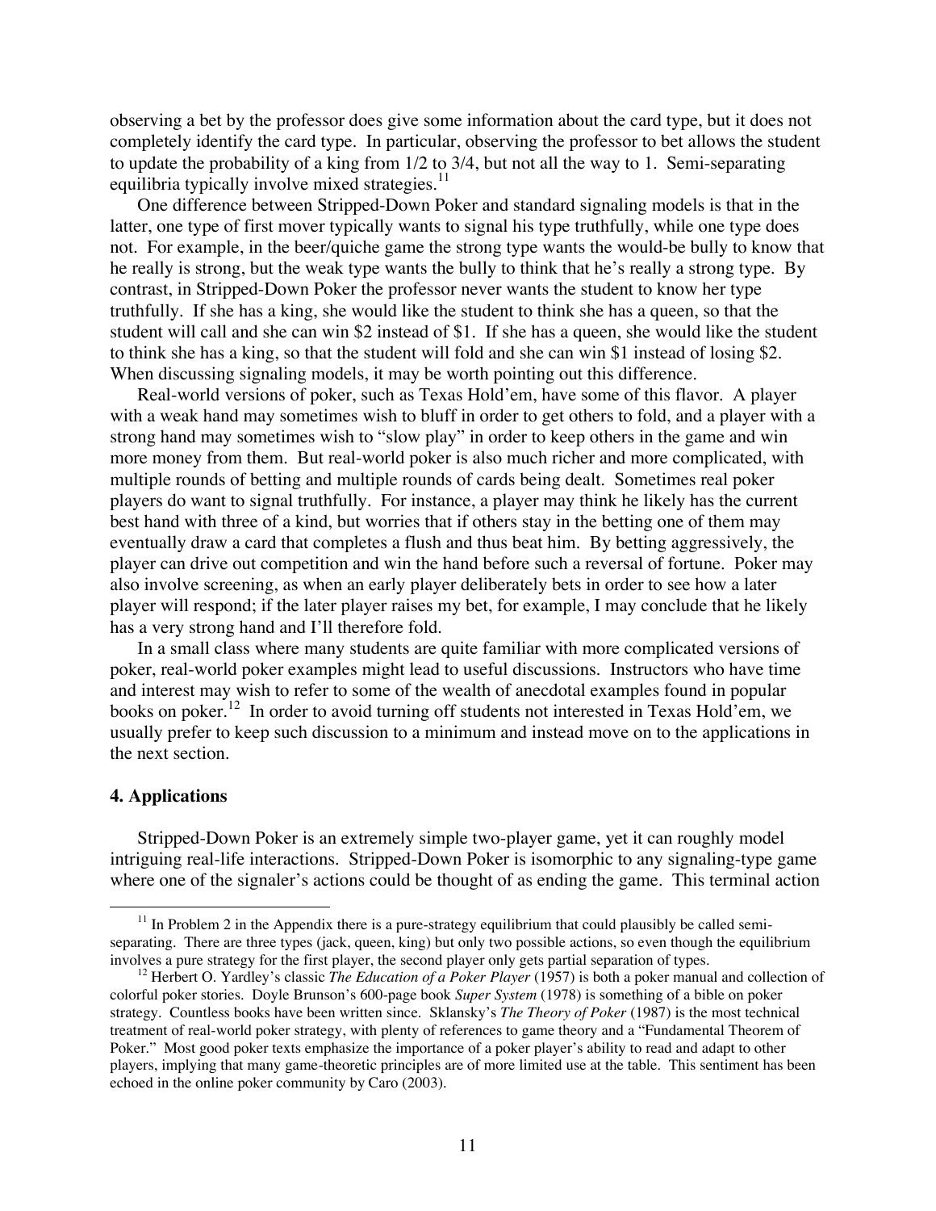observing a bet by the professor does give some information about the card type, but it does not completely identify the card type. In particular, observing the professor to bet allows the student to update the probability of a king from 1/2 to 3/4, but not all the way to 1. Semi-separating equilibria typically involve mixed strategies.[11]

One difference between Stripped-Down Poker and standard signaling models is that in the latter, one type of first mover typically wants to signal his type truthfully, while one type does not. For example, in the beer/quiche game the strong type wants the would-be bully to know that he really is strong, but the weak type wants the bully to think that he's really a strong type. By contrast, in Stripped-Down Poker the professor never wants the student to know her type truthfully. If she has a king, she would like the student to think she has a queen, so that the student will call and she can win \$2 instead of \$1. If she has a queen, she would like the student to think she has a king, so that the student will fold and she can win \$1 instead of losing \$2. When discussing signaling models, it may be worth pointing out this difference.

Real-world versions of poker, such as Texas Hold'em, have some of this flavor. A player with a weak hand may sometimes wish to bluff in order to get others to fold, and a player with a strong hand may sometimes wish to "slow play" in order to keep others in the game and win more money from them. But real-world poker is also much richer and more complicated, with multiple rounds of betting and multiple rounds of cards being dealt. Sometimes real poker players do want to signal truthfully. For instance, a player may think he likely has the current best hand with three of a kind, but worries that if others stay in the betting one of them may eventually draw a card that completes a flush and thus beat him. By betting aggressively, the player can drive out competition and win the hand before such a reversal of fortune. Poker may also involve screening, as when an early player deliberately bets in order to see how a later player will respond; if the later player raises my bet, for example, I may conclude that he likely has a very strong hand and I'll therefore fold.

In a small class where many students are quite familiar with more complicated versions of poker, real-world poker examples might lead to useful discussions. Instructors who have time and interest may wish to refer to some of the wealth of anecdotal examples found in popular books on poker.[12] In order to avoid turning off students not interested in Texas Hold'em, we usually prefer to keep such discussion to a minimum and instead move on to the applications in the next section.

## 4. Applications

Stripped-Down Poker is an extremely simple two-player game, yet it can roughly model intriguing real-life interactions. Stripped-Down Poker is isomorphic to any signaling-type game where one of the signaler's actions could be thought of as ending the game. This terminal action

---

[11] In Problem 2 in the Appendix there is a pure-strategy equilibrium that could plausibly be called semi-separating. There are three types (jack, queen, king) but only two possible actions, so even though the equilibrium involves a pure strategy for the first player, the second player only gets partial separation of types.

[12] Herbert O. Yardley's classic *The Education of a Poker Player* (1957) is both a poker manual and collection of colorful poker stories. Doyle Brunson's 600-page book *Super System* (1978) is something of a bible on poker strategy. Countless books have been written since. Sklansky's *The Theory of Poker* (1987) is the most technical treatment of real-world poker strategy, with plenty of references to game theory and a "Fundamental Theorem of Poker." Most good poker texts emphasize the importance of a poker player's ability to read and adapt to other players, implying that many game-theoretic principles are of more limited use at the table. This sentiment has been echoed in the online poker community by Caro (2003).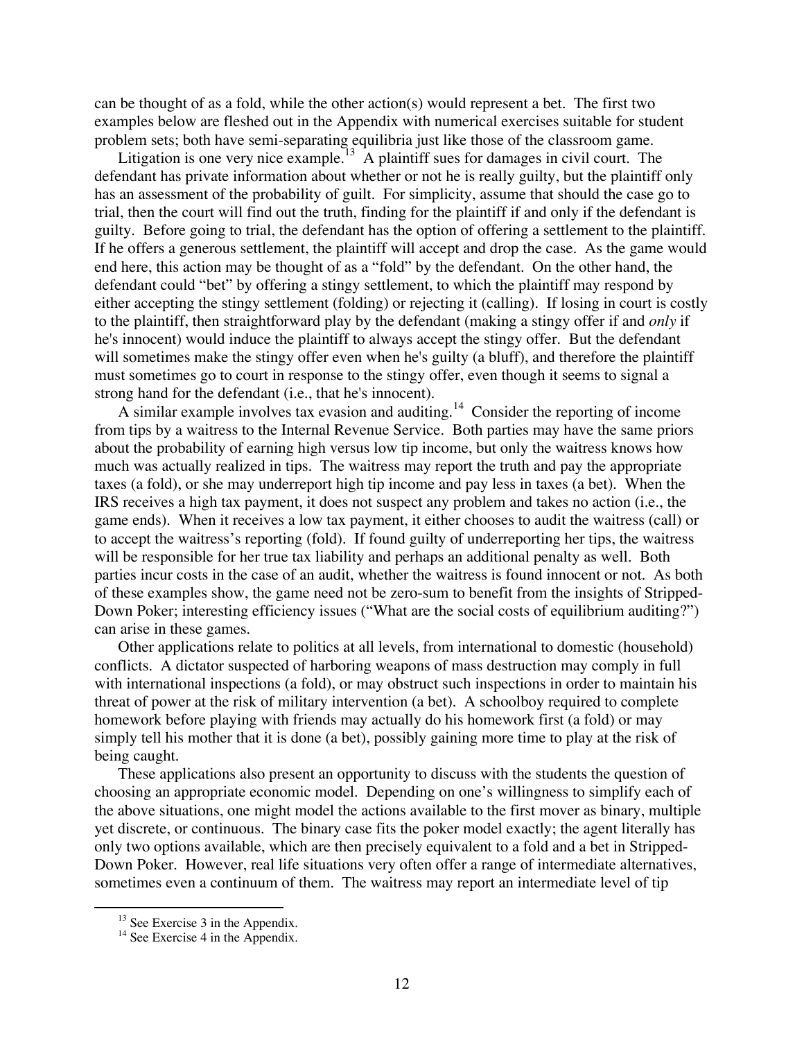can be thought of as a fold, while the other action(s) would represent a bet. The first two examples below are fleshed out in the Appendix with numerical exercises suitable for student problem sets; both have semi-separating equilibria just like those of the classroom game.

Litigation is one very nice example.[13] A plaintiff sues for damages in civil court. The defendant has private information about whether or not he is really guilty, but the plaintiff only has an assessment of the probability of guilt. For simplicity, assume that should the case go to trial, then the court will find out the truth, finding for the plaintiff if and only if the defendant is guilty. Before going to trial, the defendant has the option of offering a settlement to the plaintiff. If he offers a generous settlement, the plaintiff will accept and drop the case. As the game would end here, this action may be thought of as a "fold" by the defendant. On the other hand, the defendant could "bet" by offering a stingy settlement, to which the plaintiff may respond by either accepting the stingy settlement (folding) or rejecting it (calling). If losing in court is costly to the plaintiff, then straightforward play by the defendant (making a stingy offer if and *only* if he's innocent) would induce the plaintiff to always accept the stingy offer. But the defendant will sometimes make the stingy offer even when he's guilty (a bluff), and therefore the plaintiff must sometimes go to court in response to the stingy offer, even though it seems to signal a strong hand for the defendant (i.e., that he's innocent).

A similar example involves tax evasion and auditing.[14] Consider the reporting of income from tips by a waitress to the Internal Revenue Service. Both parties may have the same priors about the probability of earning high versus low tip income, but only the waitress knows how much was actually realized in tips. The waitress may report the truth and pay the appropriate taxes (a fold), or she may underreport high tip income and pay less in taxes (a bet). When the IRS receives a high tax payment, it does not suspect any problem and takes no action (i.e., the game ends). When it receives a low tax payment, it either chooses to audit the waitress (call) or to accept the waitress's reporting (fold). If found guilty of underreporting her tips, the waitress will be responsible for her true tax liability and perhaps an additional penalty as well. Both parties incur costs in the case of an audit, whether the waitress is found innocent or not. As both of these examples show, the game need not be zero-sum to benefit from the insights of Stripped-Down Poker; interesting efficiency issues ("What are the social costs of equilibrium auditing?") can arise in these games.

Other applications relate to politics at all levels, from international to domestic (household) conflicts. A dictator suspected of harboring weapons of mass destruction may comply in full with international inspections (a fold), or may obstruct such inspections in order to maintain his threat of power at the risk of military intervention (a bet). A schoolboy required to complete homework before playing with friends may actually do his homework first (a fold) or may simply tell his mother that it is done (a bet), possibly gaining more time to play at the risk of being caught.

These applications also present an opportunity to discuss with the students the question of choosing an appropriate economic model. Depending on one's willingness to simplify each of the above situations, one might model the actions available to the first mover as binary, multiple yet discrete, or continuous. The binary case fits the poker model exactly; the agent literally has only two options available, which are then precisely equivalent to a fold and a bet in Stripped-Down Poker. However, real life situations very often offer a range of intermediate alternatives, sometimes even a continuum of them. The waitress may report an intermediate level of tip

---

[13] See Exercise 3 in the Appendix.

[14] See Exercise 4 in the Appendix.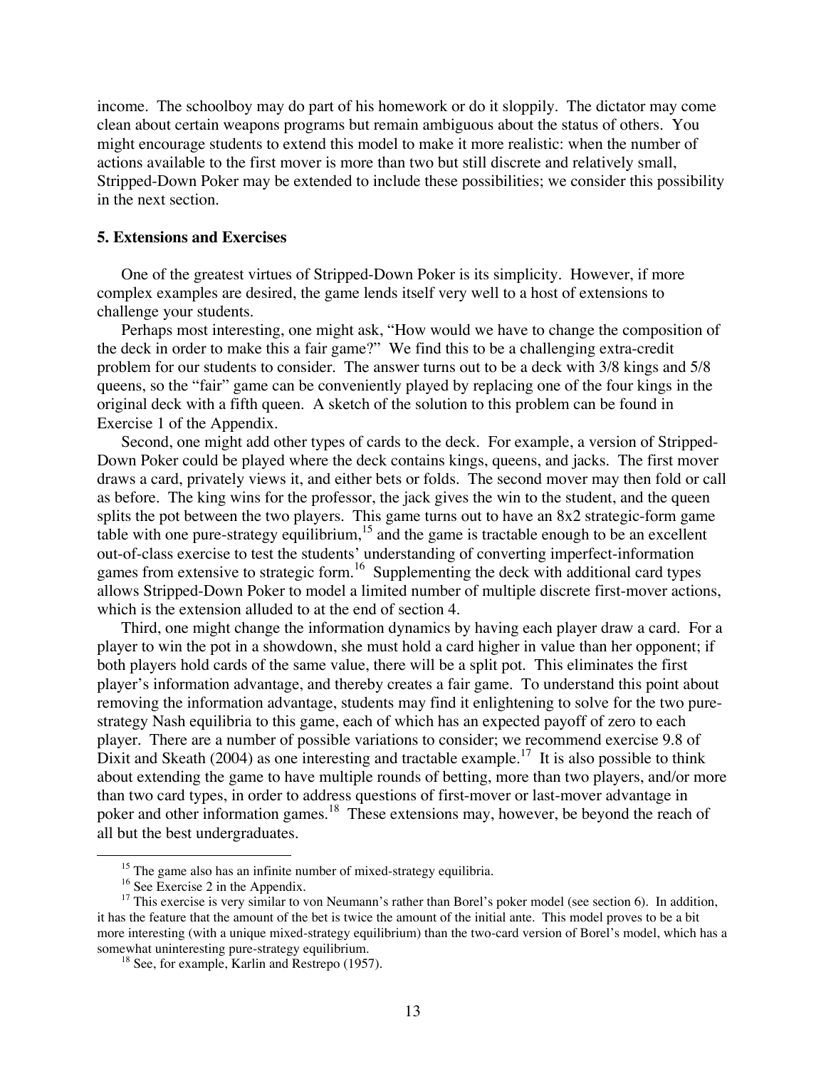income. The schoolboy may do part of his homework or do it sloppily. The dictator may come clean about certain weapons programs but remain ambiguous about the status of others. You might encourage students to extend this model to make it more realistic: when the number of actions available to the first mover is more than two but still discrete and relatively small, Stripped-Down Poker may be extended to include these possibilities; we consider this possibility in the next section.

### 5. Extensions and Exercises

One of the greatest virtues of Stripped-Down Poker is its simplicity. However, if more complex examples are desired, the game lends itself very well to a host of extensions to challenge your students.

Perhaps most interesting, one might ask, "How would we have to change the composition of the deck in order to make this a fair game?" We find this to be a challenging extra-credit problem for our students to consider. The answer turns out to be a deck with 3/8 kings and 5/8 queens, so the "fair" game can be conveniently played by replacing one of the four kings in the original deck with a fifth queen. A sketch of the solution to this problem can be found in Exercise 1 of the Appendix.

Second, one might add other types of cards to the deck. For example, a version of Stripped-Down Poker could be played where the deck contains kings, queens, and jacks. The first mover draws a card, privately views it, and either bets or folds. The second mover may then fold or call as before. The king wins for the professor, the jack gives the win to the student, and the queen splits the pot between the two players. This game turns out to have an 8x2 strategic-form game table with one pure-strategy equilibrium,[15] and the game is tractable enough to be an excellent out-of-class exercise to test the students' understanding of converting imperfect-information games from extensive to strategic form.[16] Supplementing the deck with additional card types allows Stripped-Down Poker to model a limited number of multiple discrete first-mover actions, which is the extension alluded to at the end of section 4.

Third, one might change the information dynamics by having each player draw a card. For a player to win the pot in a showdown, she must hold a card higher in value than her opponent; if both players hold cards of the same value, there will be a split pot. This eliminates the first player's information advantage, and thereby creates a fair game. To understand this point about removing the information advantage, students may find it enlightening to solve for the two pure-strategy Nash equilibria to this game, each of which has an expected payoff of zero to each player. There are a number of possible variations to consider; we recommend exercise 9.8 of Dixit and Skeath (2004) as one interesting and tractable example.[17] It is also possible to think about extending the game to have multiple rounds of betting, more than two players, and/or more than two card types, in order to address questions of first-mover or last-mover advantage in poker and other information games.[18] These extensions may, however, be beyond the reach of all but the best undergraduates.

---

[15] The game also has an infinite number of mixed-strategy equilibria.

[16] See Exercise 2 in the Appendix.

[17] This exercise is very similar to von Neumann's rather than Borel's poker model (see section 6). In addition, it has the feature that the amount of the bet is twice the amount of the initial ante. This model proves to be a bit more interesting (with a unique mixed-strategy equilibrium) than the two-card version of Borel's model, which has a somewhat uninteresting pure-strategy equilibrium.

[18] See, for example, Karlin and Restrepo (1957).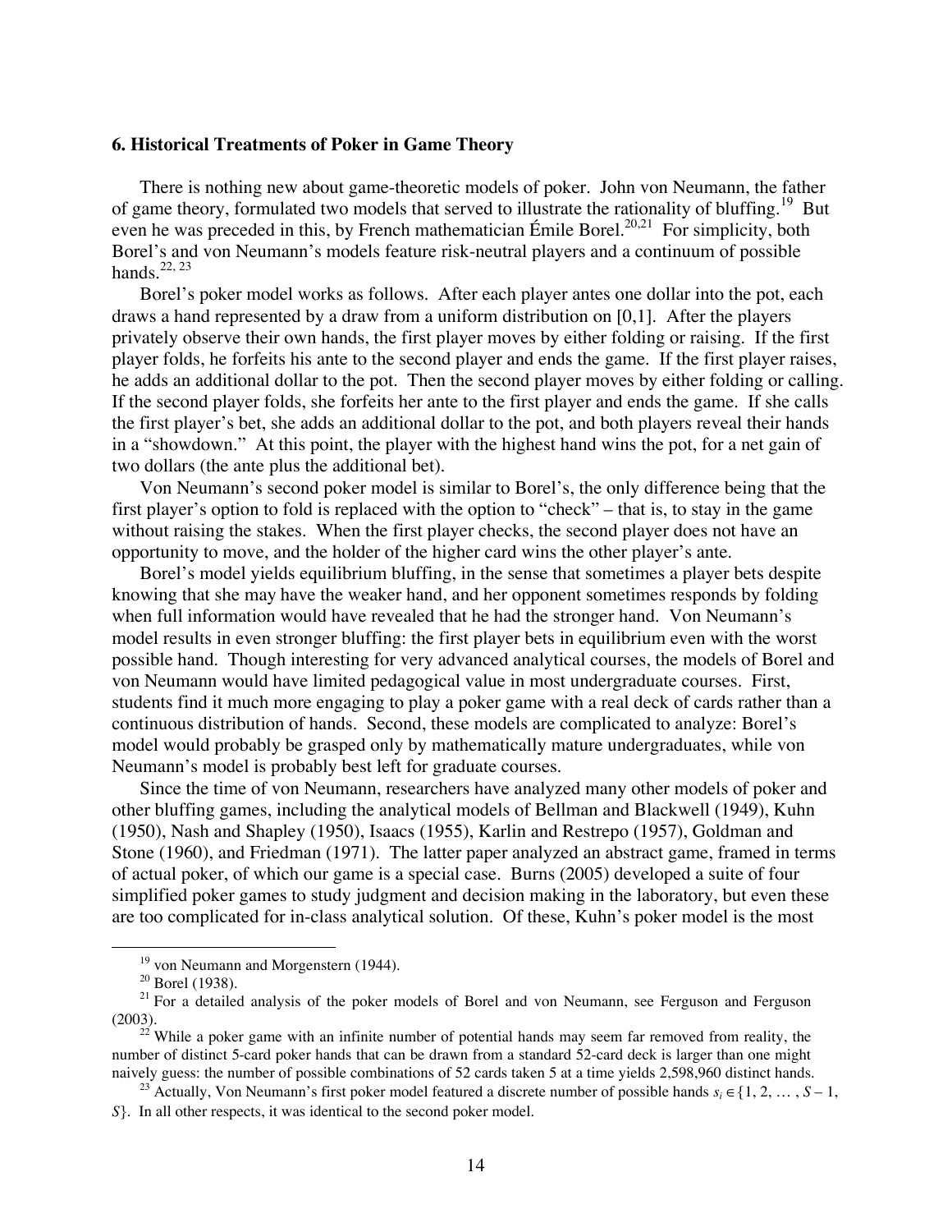### 6. Historical Treatments of Poker in Game Theory

There is nothing new about game-theoretic models of poker. John von Neumann, the father of game theory, formulated two models that served to illustrate the rationality of bluffing.[19] But even he was preceded in this, by French mathematician Émile Borel.[20,21] For simplicity, both Borel's and von Neumann's models feature risk-neutral players and a continuum of possible hands.[22, 23]

Borel's poker model works as follows. After each player antes one dollar into the pot, each draws a hand represented by a draw from a uniform distribution on [0,1]. After the players privately observe their own hands, the first player moves by either folding or raising. If the first player folds, he forfeits his ante to the second player and ends the game. If the first player raises, he adds an additional dollar to the pot. Then the second player moves by either folding or calling. If the second player folds, she forfeits her ante to the first player and ends the game. If she calls the first player's bet, she adds an additional dollar to the pot, and both players reveal their hands in a "showdown." At this point, the player with the highest hand wins the pot, for a net gain of two dollars (the ante plus the additional bet).

Von Neumann's second poker model is similar to Borel's, the only difference being that the first player's option to fold is replaced with the option to "check" – that is, to stay in the game without raising the stakes. When the first player checks, the second player does not have an opportunity to move, and the holder of the higher card wins the other player's ante.

Borel's model yields equilibrium bluffing, in the sense that sometimes a player bets despite knowing that she may have the weaker hand, and her opponent sometimes responds by folding when full information would have revealed that he had the stronger hand. Von Neumann's model results in even stronger bluffing: the first player bets in equilibrium even with the worst possible hand. Though interesting for very advanced analytical courses, the models of Borel and von Neumann would have limited pedagogical value in most undergraduate courses. First, students find it much more engaging to play a poker game with a real deck of cards rather than a continuous distribution of hands. Second, these models are complicated to analyze: Borel's model would probably be grasped only by mathematically mature undergraduates, while von Neumann's model is probably best left for graduate courses.

Since the time of von Neumann, researchers have analyzed many other models of poker and other bluffing games, including the analytical models of Bellman and Blackwell (1949), Kuhn (1950), Nash and Shapley (1950), Isaacs (1955), Karlin and Restrepo (1957), Goldman and Stone (1960), and Friedman (1971). The latter paper analyzed an abstract game, framed in terms of actual poker, of which our game is a special case. Burns (2005) developed a suite of four simplified poker games to study judgment and decision making in the laboratory, but even these are too complicated for in-class analytical solution. Of these, Kuhn's poker model is the most

---

[19] von Neumann and Morgenstern (1944).

[20] Borel (1938).

[21] For a detailed analysis of the poker models of Borel and von Neumann, see Ferguson and Ferguson (2003).

[22] While a poker game with an infinite number of potential hands may seem far removed from reality, the number of distinct 5-card poker hands that can be drawn from a standard 52-card deck is larger than one might naively guess: the number of possible combinations of 52 cards taken 5 at a time yields 2,598,960 distinct hands.

[23] Actually, Von Neumann's first poker model featured a discrete number of possible hands $s_i \in \{1, 2, \ldots, S-1, S\}$. In all other respects, it was identical to the second poker model.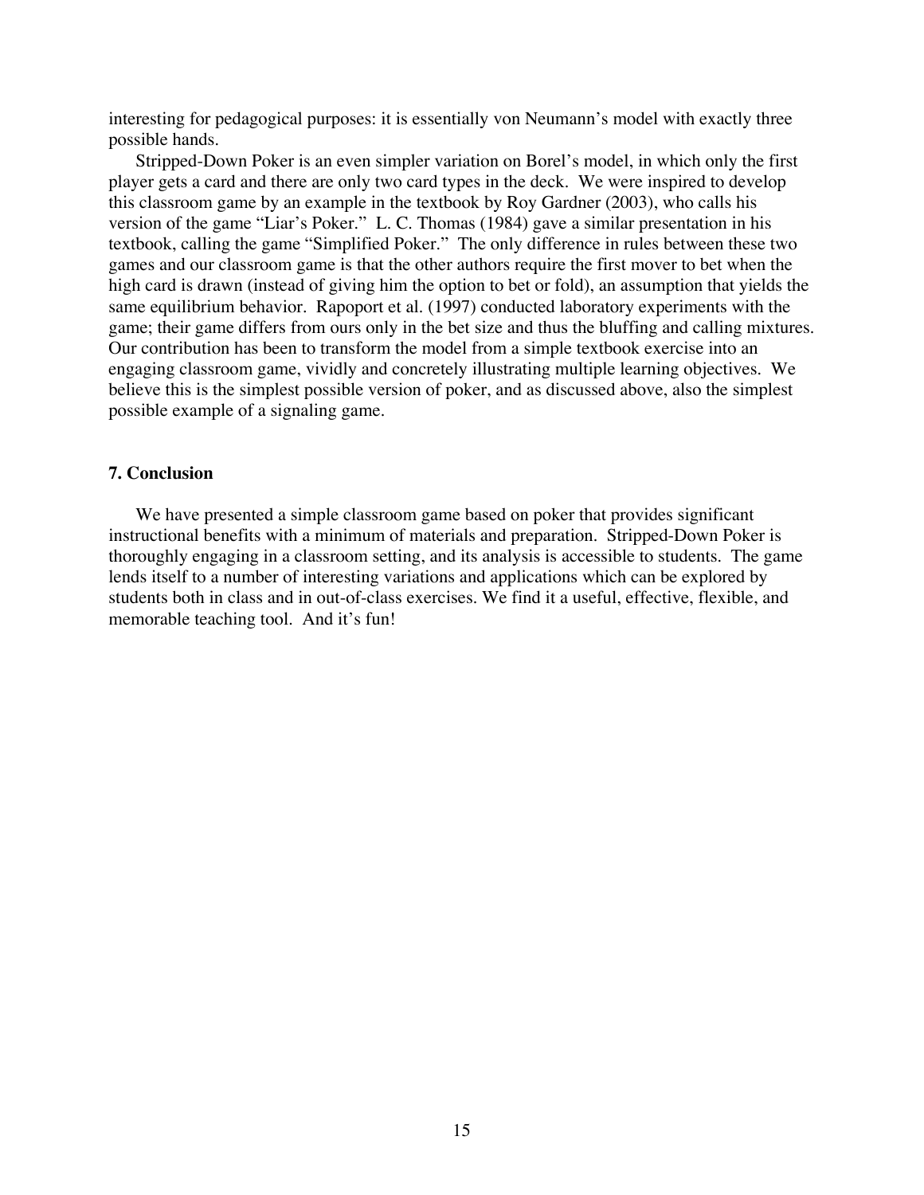interesting for pedagogical purposes: it is essentially von Neumann's model with exactly three possible hands.

Stripped-Down Poker is an even simpler variation on Borel's model, in which only the first player gets a card and there are only two card types in the deck. We were inspired to develop this classroom game by an example in the textbook by Roy Gardner (2003), who calls his version of the game "Liar's Poker." L. C. Thomas (1984) gave a similar presentation in his textbook, calling the game "Simplified Poker." The only difference in rules between these two games and our classroom game is that the other authors require the first mover to bet when the high card is drawn (instead of giving him the option to bet or fold), an assumption that yields the same equilibrium behavior. Rapoport et al. (1997) conducted laboratory experiments with the game; their game differs from ours only in the bet size and thus the bluffing and calling mixtures. Our contribution has been to transform the model from a simple textbook exercise into an engaging classroom game, vividly and concretely illustrating multiple learning objectives. We believe this is the simplest possible version of poker, and as discussed above, also the simplest possible example of a signaling game.

## 7. Conclusion

We have presented a simple classroom game based on poker that provides significant instructional benefits with a minimum of materials and preparation. Stripped-Down Poker is thoroughly engaging in a classroom setting, and its analysis is accessible to students. The game lends itself to a number of interesting variations and applications which can be explored by students both in class and in out-of-class exercises. We find it a useful, effective, flexible, and memorable teaching tool. And it's fun!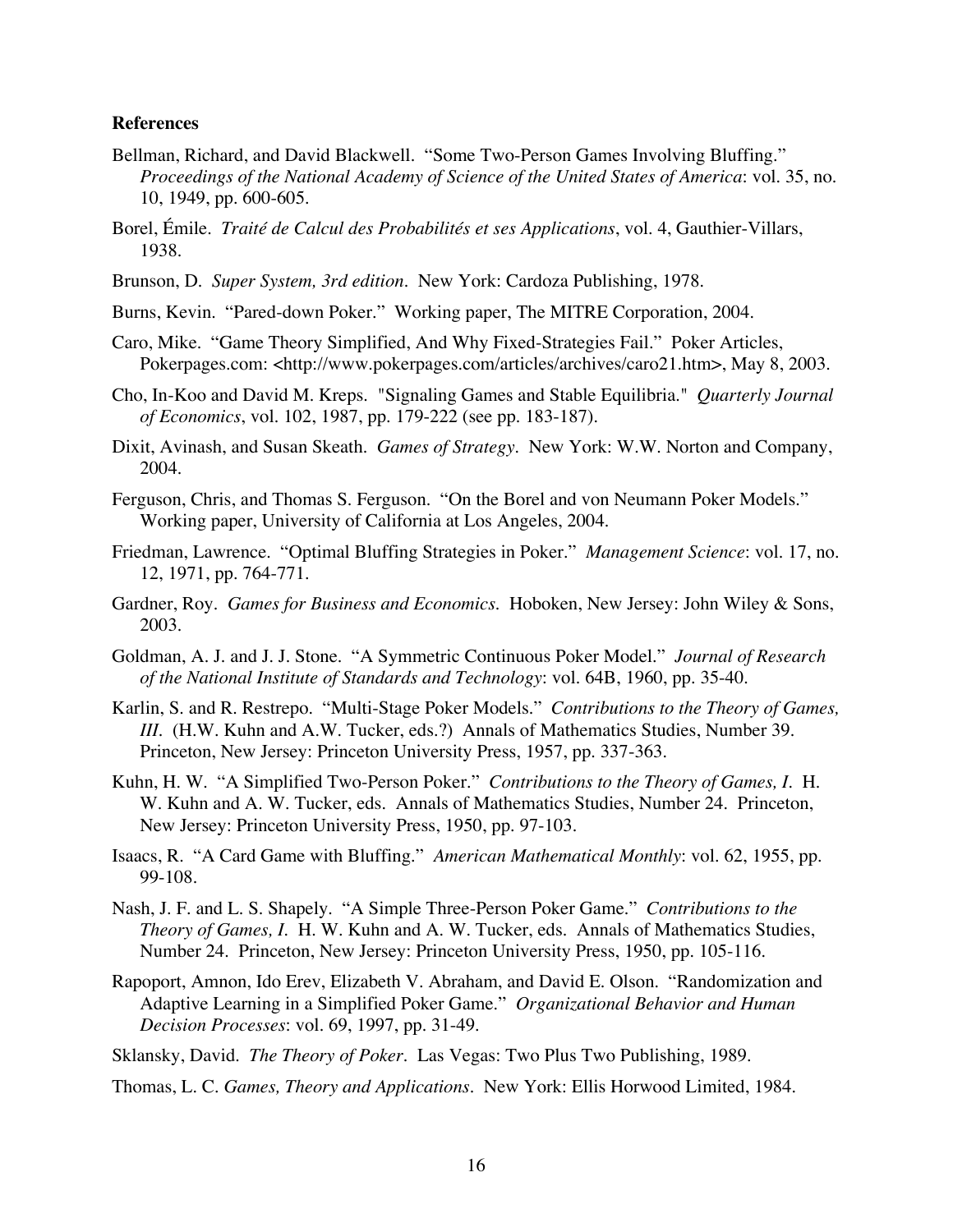**References**

Bellman, Richard, and David Blackwell. "Some Two-Person Games Involving Bluffing." *Proceedings of the National Academy of Science of the United States of America*: vol. 35, no. 10, 1949, pp. 600-605.

Borel, Émile. *Traité de Calcul des Probabilités et ses Applications*, vol. 4, Gauthier-Villars, 1938.

Brunson, D. *Super System, 3rd edition*. New York: Cardoza Publishing, 1978.

Burns, Kevin. "Pared-down Poker." Working paper, The MITRE Corporation, 2004.

Caro, Mike. "Game Theory Simplified, And Why Fixed-Strategies Fail." Poker Articles, Pokerpages.com: <http://www.pokerpages.com/articles/archives/caro21.htm>, May 8, 2003.

Cho, In-Koo and David M. Kreps. "Signaling Games and Stable Equilibria." *Quarterly Journal of Economics*, vol. 102, 1987, pp. 179-222 (see pp. 183-187).

Dixit, Avinash, and Susan Skeath. *Games of Strategy*. New York: W.W. Norton and Company, 2004.

Ferguson, Chris, and Thomas S. Ferguson. "On the Borel and von Neumann Poker Models." Working paper, University of California at Los Angeles, 2004.

Friedman, Lawrence. "Optimal Bluffing Strategies in Poker." *Management Science*: vol. 17, no. 12, 1971, pp. 764-771.

Gardner, Roy. *Games for Business and Economics*. Hoboken, New Jersey: John Wiley & Sons, 2003.

Goldman, A. J. and J. J. Stone. "A Symmetric Continuous Poker Model." *Journal of Research of the National Institute of Standards and Technology*: vol. 64B, 1960, pp. 35-40.

Karlin, S. and R. Restrepo. "Multi-Stage Poker Models." *Contributions to the Theory of Games, III*. (H.W. Kuhn and A.W. Tucker, eds.?) Annals of Mathematics Studies, Number 39. Princeton, New Jersey: Princeton University Press, 1957, pp. 337-363.

Kuhn, H. W. "A Simplified Two-Person Poker." *Contributions to the Theory of Games, I*. H. W. Kuhn and A. W. Tucker, eds. Annals of Mathematics Studies, Number 24. Princeton, New Jersey: Princeton University Press, 1950, pp. 97-103.

Isaacs, R. "A Card Game with Bluffing." *American Mathematical Monthly*: vol. 62, 1955, pp. 99-108.

Nash, J. F. and L. S. Shapely. "A Simple Three-Person Poker Game." *Contributions to the Theory of Games, I*. H. W. Kuhn and A. W. Tucker, eds. Annals of Mathematics Studies, Number 24. Princeton, New Jersey: Princeton University Press, 1950, pp. 105-116.

Rapoport, Amnon, Ido Erev, Elizabeth V. Abraham, and David E. Olson. "Randomization and Adaptive Learning in a Simplified Poker Game." *Organizational Behavior and Human Decision Processes*: vol. 69, 1997, pp. 31-49.

Sklansky, David. *The Theory of Poker*. Las Vegas: Two Plus Two Publishing, 1989.

Thomas, L. C. *Games, Theory and Applications*. New York: Ellis Horwood Limited, 1984.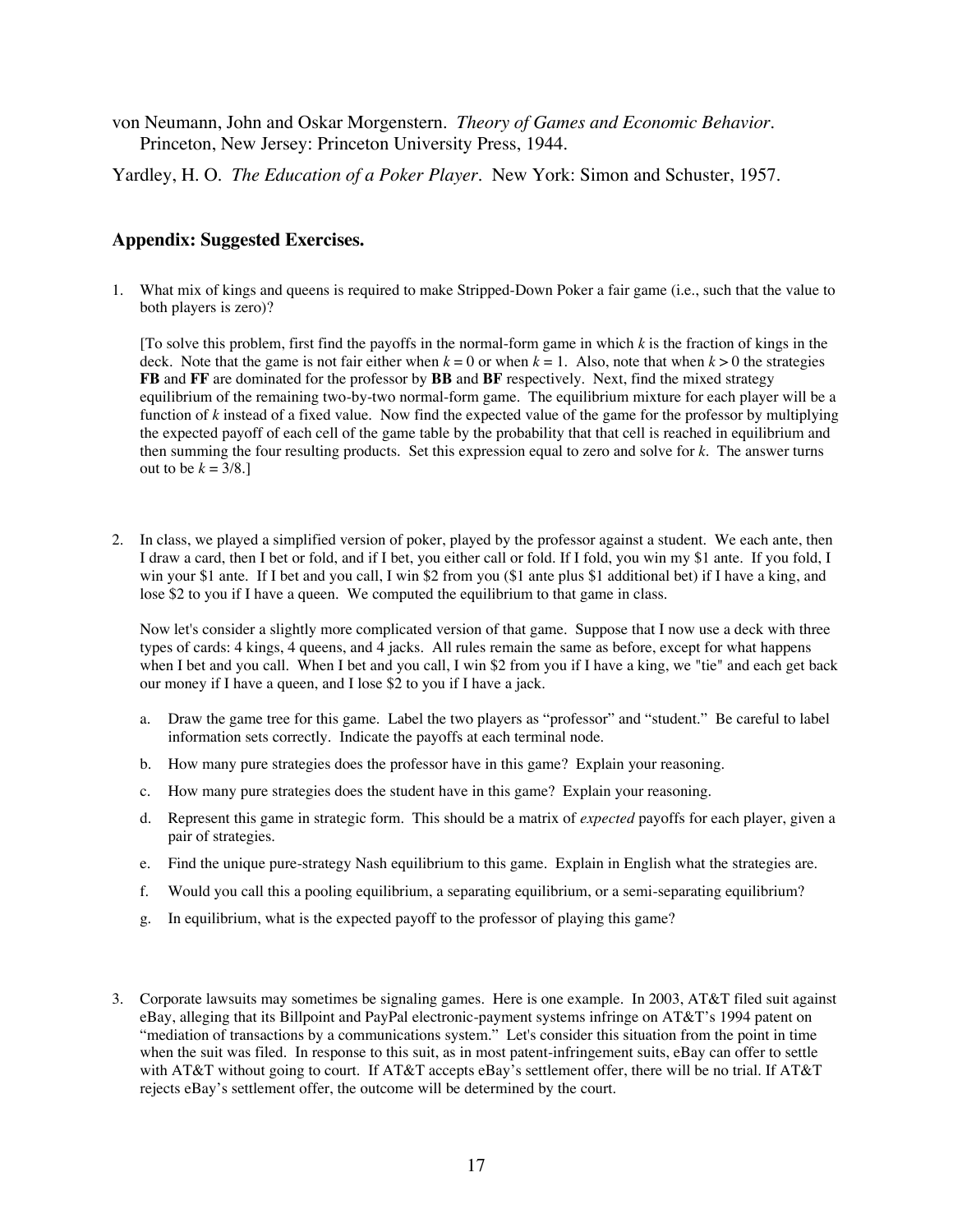von Neumann, John and Oskar Morgenstern. *Theory of Games and Economic Behavior*. Princeton, New Jersey: Princeton University Press, 1944.

Yardley, H. O. *The Education of a Poker Player*. New York: Simon and Schuster, 1957.

## Appendix: Suggested Exercises.

1. What mix of kings and queens is required to make Stripped-Down Poker a fair game (i.e., such that the value to both players is zero)?

   [To solve this problem, first find the payoffs in the normal-form game in which $k$ is the fraction of kings in the deck. Note that the game is not fair either when $k = 0$ or when $k = 1$. Also, note that when $k > 0$ the strategies **FB** and **FF** are dominated for the professor by **BB** and **BF** respectively. Next, find the mixed strategy equilibrium of the remaining two-by-two normal-form game. The equilibrium mixture for each player will be a function of $k$ instead of a fixed value. Now find the expected value of the game for the professor by multiplying the expected payoff of each cell of the game table by the probability that that cell is reached in equilibrium and then summing the four resulting products. Set this expression equal to zero and solve for $k$. The answer turns out to be $k = 3/8$.]

2. In class, we played a simplified version of poker, played by the professor against a student. We each ante, then I draw a card, then I bet or fold, and if I bet, you either call or fold. If I fold, you win my $1 ante. If you fold, I win your $1 ante. If I bet and you call, I win $2 from you ($1 ante plus $1 additional bet) if I have a king, and lose $2 to you if I have a queen. We computed the equilibrium to that game in class.

   Now let's consider a slightly more complicated version of that game. Suppose that I now use a deck with three types of cards: 4 kings, 4 queens, and 4 jacks. All rules remain the same as before, except for what happens when I bet and you call. When I bet and you call, I win $2 from you if I have a king, we "tie" and each get back our money if I have a queen, and I lose $2 to you if I have a jack.

   a. Draw the game tree for this game. Label the two players as "professor" and "student." Be careful to label information sets correctly. Indicate the payoffs at each terminal node.

   b. How many pure strategies does the professor have in this game? Explain your reasoning.

   c. How many pure strategies does the student have in this game? Explain your reasoning.

   d. Represent this game in strategic form. This should be a matrix of *expected* payoffs for each player, given a pair of strategies.

   e. Find the unique pure-strategy Nash equilibrium to this game. Explain in English what the strategies are.

   f. Would you call this a pooling equilibrium, a separating equilibrium, or a semi-separating equilibrium?

   g. In equilibrium, what is the expected payoff to the professor of playing this game?

3. Corporate lawsuits may sometimes be signaling games. Here is one example. In 2003, AT&T filed suit against eBay, alleging that its Billpoint and PayPal electronic-payment systems infringe on AT&T's 1994 patent on "mediation of transactions by a communications system." Let's consider this situation from the point in time when the suit was filed. In response to this suit, as in most patent-infringement suits, eBay can offer to settle with AT&T without going to court. If AT&T accepts eBay's settlement offer, there will be no trial. If AT&T rejects eBay's settlement offer, the outcome will be determined by the court.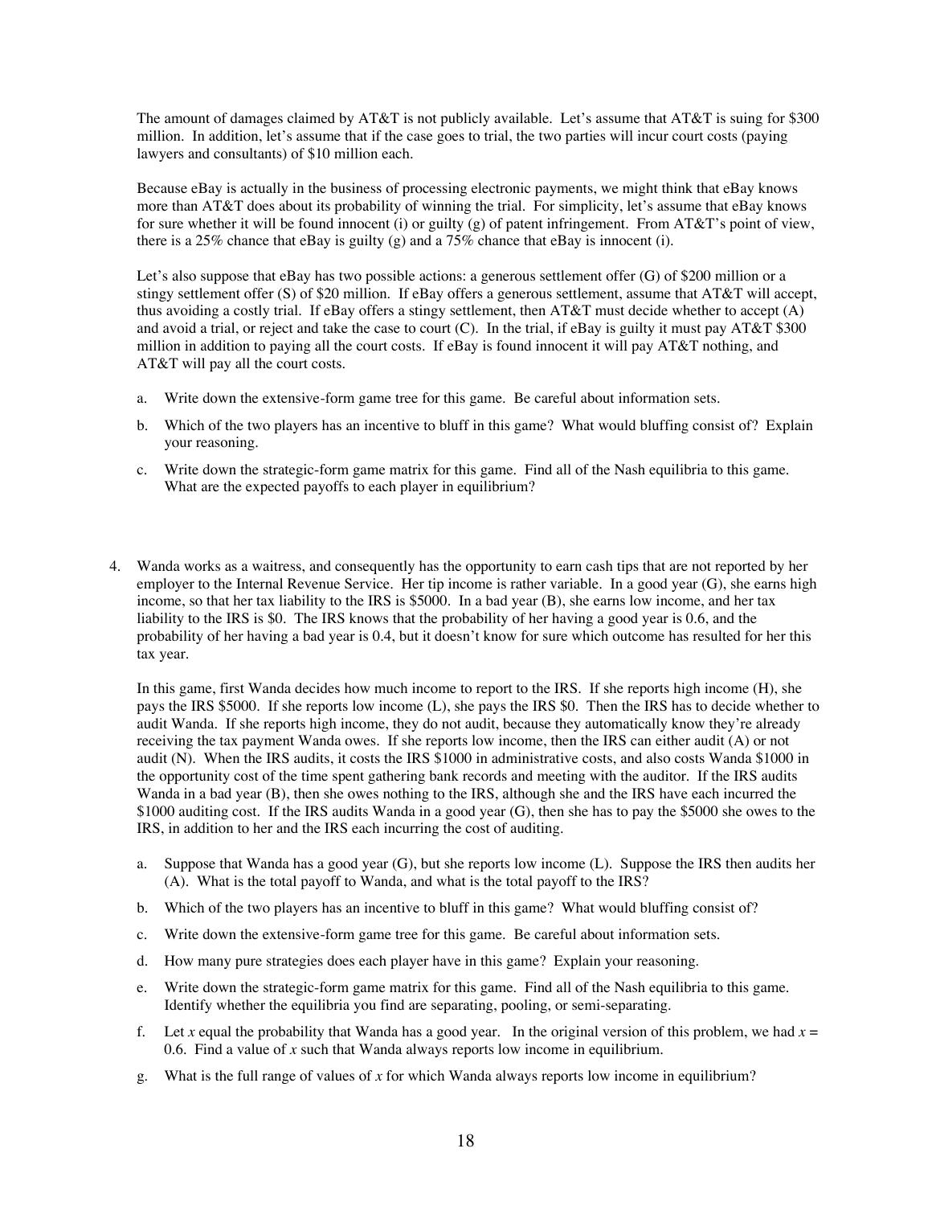The amount of damages claimed by AT&T is not publicly available. Let's assume that AT&T is suing for $300 million. In addition, let's assume that if the case goes to trial, the two parties will incur court costs (paying lawyers and consultants) of $10 million each.

Because eBay is actually in the business of processing electronic payments, we might think that eBay knows more than AT&T does about its probability of winning the trial. For simplicity, let's assume that eBay knows for sure whether it will be found innocent (i) or guilty (g) of patent infringement. From AT&T's point of view, there is a 25% chance that eBay is guilty (g) and a 75% chance that eBay is innocent (i).

Let's also suppose that eBay has two possible actions: a generous settlement offer (G) of $200 million or a stingy settlement offer (S) of $20 million. If eBay offers a generous settlement, assume that AT&T will accept, thus avoiding a costly trial. If eBay offers a stingy settlement, then AT&T must decide whether to accept (A) and avoid a trial, or reject and take the case to court (C). In the trial, if eBay is guilty it must pay AT&T $300 million in addition to paying all the court costs. If eBay is found innocent it will pay AT&T nothing, and AT&T will pay all the court costs.

a. Write down the extensive-form game tree for this game. Be careful about information sets.

b. Which of the two players has an incentive to bluff in this game? What would bluffing consist of? Explain your reasoning.

c. Write down the strategic-form game matrix for this game. Find all of the Nash equilibria to this game. What are the expected payoffs to each player in equilibrium?

4. Wanda works as a waitress, and consequently has the opportunity to earn cash tips that are not reported by her employer to the Internal Revenue Service. Her tip income is rather variable. In a good year (G), she earns high income, so that her tax liability to the IRS is $5000. In a bad year (B), she earns low income, and her tax liability to the IRS is $0. The IRS knows that the probability of her having a good year is 0.6, and the probability of her having a bad year is 0.4, but it doesn't know for sure which outcome has resulted for her this tax year.

   In this game, first Wanda decides how much income to report to the IRS. If she reports high income (H), she pays the IRS $5000. If she reports low income (L), she pays the IRS $0. Then the IRS has to decide whether to audit Wanda. If she reports high income, they do not audit, because they automatically know they're already receiving the tax payment Wanda owes. If she reports low income, then the IRS can either audit (A) or not audit (N). When the IRS audits, it costs the IRS $1000 in administrative costs, and also costs Wanda $1000 in the opportunity cost of the time spent gathering bank records and meeting with the auditor. If the IRS audits Wanda in a bad year (B), then she owes nothing to the IRS, although she and the IRS have each incurred the $1000 auditing cost. If the IRS audits Wanda in a good year (G), then she has to pay the $5000 she owes to the IRS, in addition to her and the IRS each incurring the cost of auditing.

   a. Suppose that Wanda has a good year (G), but she reports low income (L). Suppose the IRS then audits her (A). What is the total payoff to Wanda, and what is the total payoff to the IRS?

   b. Which of the two players has an incentive to bluff in this game? What would bluffing consist of?

   c. Write down the extensive-form game tree for this game. Be careful about information sets.

   d. How many pure strategies does each player have in this game? Explain your reasoning.

   e. Write down the strategic-form game matrix for this game. Find all of the Nash equilibria to this game. Identify whether the equilibria you find are separating, pooling, or semi-separating.

   f. Let $x$ equal the probability that Wanda has a good year. In the original version of this problem, we had $x = 0.6$. Find a value of $x$ such that Wanda always reports low income in equilibrium.

   g. What is the full range of values of $x$ for which Wanda always reports low income in equilibrium?